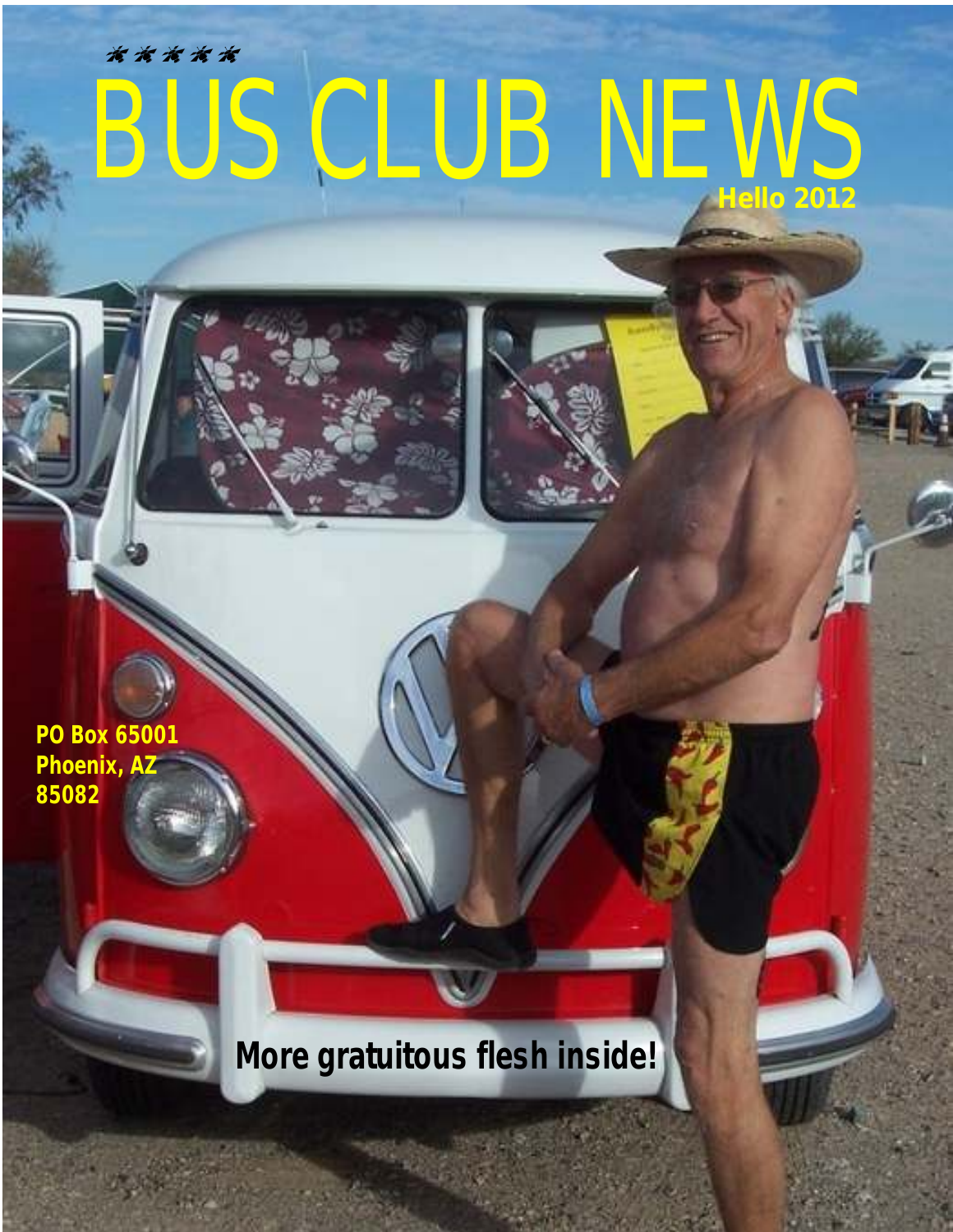# BUS CLUB NEWS

**Hello 2012**

**PO Box 65001**
**Phoenix, AZ**
**85082**

**More gratuitous flesh inside!**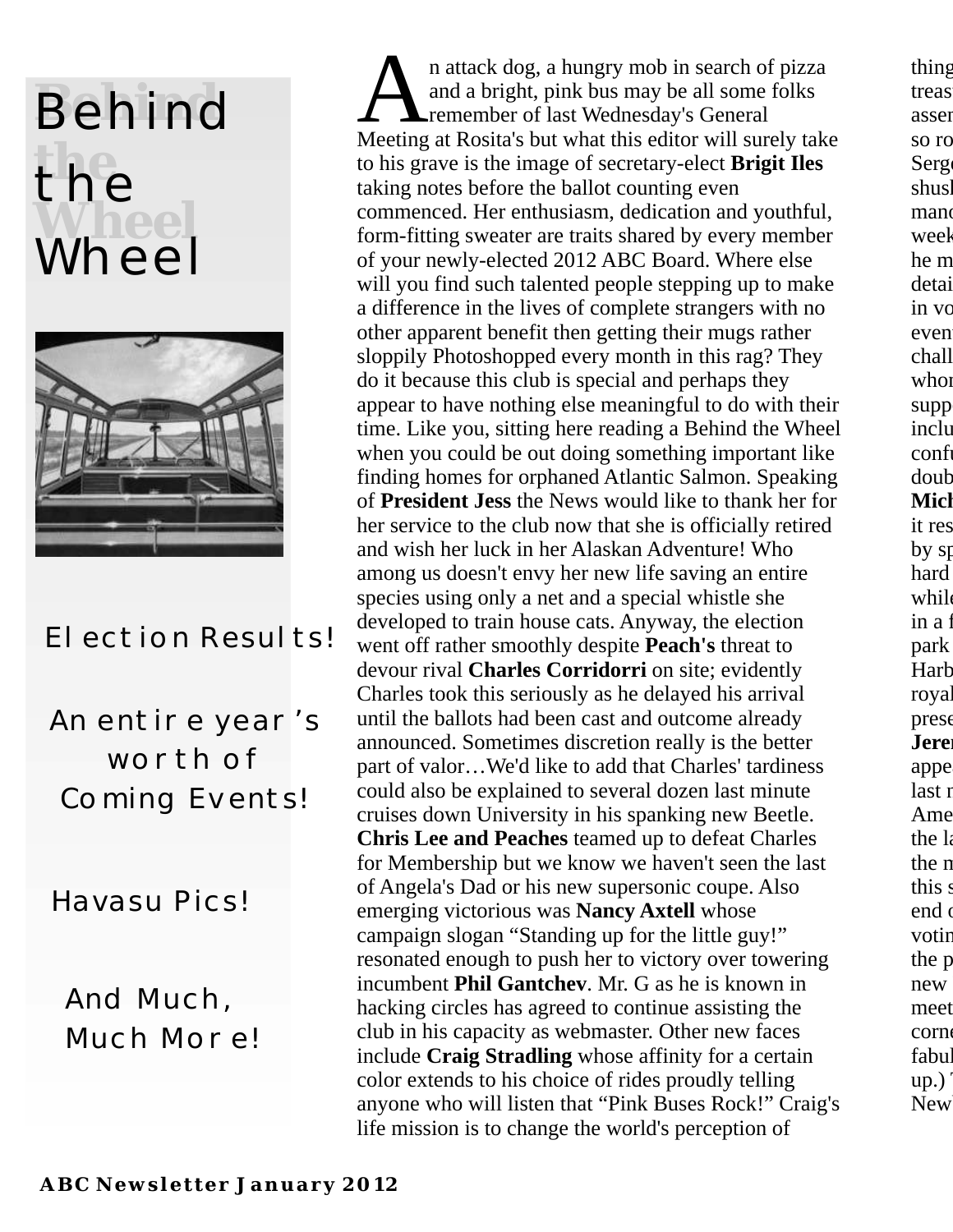# Behind the Wheel

Election Results!

An entire year's worth of Coming Events!

Havasu Pics!

And Much, Much More!

An attack dog, a hungry mob in search of pizza and a bright, pink bus may be all some folks remember of last Wednesday's General Meeting at Rosita's but what this editor will surely take to his grave is the image of secretary-elect **Brigit Iles** taking notes before the ballot counting even commenced. Her enthusiasm, dedication and youthful, form-fitting sweater are traits shared by every member of your newly-elected 2012 ABC Board. Where else will you find such talented people stepping up to make a difference in the lives of complete strangers with no other apparent benefit then getting their mugs rather sloppily Photoshopped every month in this rag? They do it because this club is special and perhaps they appear to have nothing else meaningful to do with their time. Like you, sitting here reading a Behind the Wheel when you could be out doing something important like finding homes for orphaned Atlantic Salmon. Speaking of **President Jess** the News would like to thank her for her service to the club now that she is officially retired and wish her luck in her Alaskan Adventure! Who among us doesn't envy her new life saving an entire species using only a net and a special whistle she developed to train house cats. Anyway, the election went off rather smoothly despite **Peach's** threat to devour rival **Charles Corridorri** on site; evidently Charles took this seriously as he delayed his arrival until the ballots had been cast and outcome already announced. Sometimes discretion really is the better part of valor…We'd like to add that Charles' tardiness could also be explained to several dozen last minute cruises down University in his spanking new Beetle. **Chris Lee and Peaches** teamed up to defeat Charles for Membership but we know we haven't seen the last of Angela's Dad or his new supersonic coupe. Also emerging victorious was **Nancy Axtell** whose campaign slogan "Standing up for the little guy!" resonated enough to push her to victory over towering incumbent **Phil Gantchev**. Mr. G as he is known in hacking circles has agreed to continue assisting the club in his capacity as webmaster. Other new faces include **Craig Stradling** whose affinity for a certain color extends to his choice of rides proudly telling anyone who will listen that "Pink Buses Rock!" Craig's life mission is to change the world's perception of

thing
treas
asser
so ro
Serg
shus
mand
week
he m
detai
in vo
even
chall
whom
supp
inclu
confu
doub
**Mich**
it res
by sp
hard
while
in a f
park
Harb
royal
prese
**Jerem**
appe
last m
Ame
the la
the m
this s
end o
votin
the p
new
meet
corne
fabul
up.)
New

**ABC Newsletter January 2012**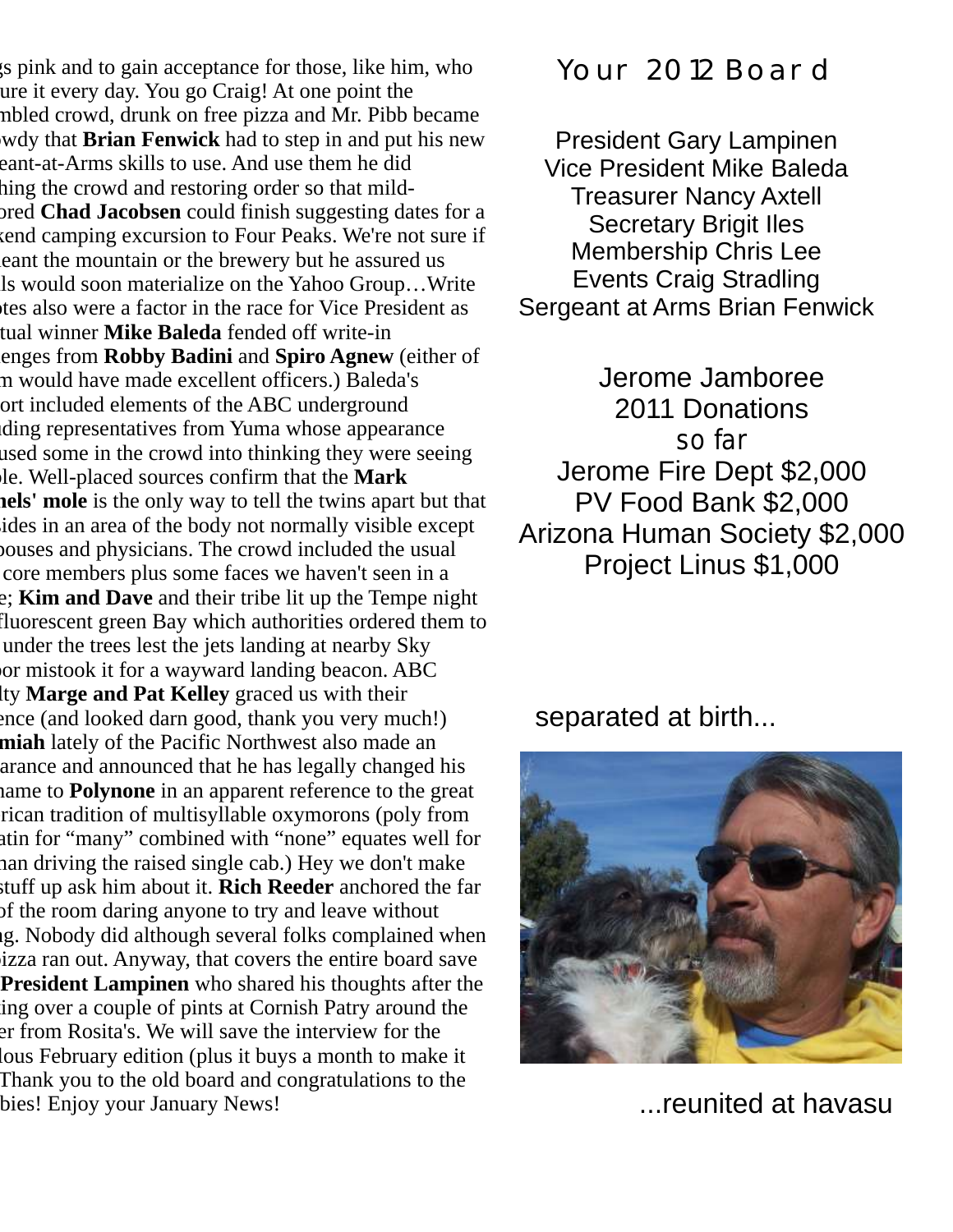gs pink and to gain acceptance for those, like him, who ure it every day. You go Craig! At one point the mbled crowd, drunk on free pizza and Mr. Pibb became owdy that **Brian Fenwick** had to step in and put his new eant-at-Arms skills to use. And use them he did hing the crowd and restoring order so that mild-ored **Chad Jacobsen** could finish suggesting dates for a kend camping excursion to Four Peaks. We're not sure if eant the mountain or the brewery but he assured us ls would soon materialize on the Yahoo Group…Write otes also were a factor in the race for Vice President as tual winner **Mike Baleda** fended off write-in enges from **Robby Badini** and **Spiro Agnew** (either of m would have made excellent officers.) Baleda's ort included elements of the ABC underground ding representatives from Yuma whose appearance used some in the crowd into thinking they were seeing le. Well-placed sources confirm that the **Mark hels' mole** is the only way to tell the twins apart but that ides in an area of the body not normally visible except pouses and physicians. The crowd included the usual core members plus some faces we haven't seen in a e; **Kim and Dave** and their tribe lit up the Tempe night fluorescent green Bay which authorities ordered them to under the trees lest the jets landing at nearby Sky oor mistook it for a wayward landing beacon. ABC lty **Marge and Pat Kelley** graced us with their ence (and looked darn good, thank you very much!) **miah** lately of the Pacific Northwest also made an arance and announced that he has legally changed his name to **Polynone** in an apparent reference to the great rican tradition of multisyllable oxymorons (poly from atin for "many" combined with "none" equates well for nan driving the raised single cab.) Hey we don't make stuff up ask him about it. **Rich Reeder** anchored the far of the room daring anyone to try and leave without g. Nobody did although several folks complained when pizza ran out. Anyway, that covers the entire board save **President Lampinen** who shared his thoughts after the ing over a couple of pints at Cornish Patry around the er from Rosita's. We will save the interview for the lous February edition (plus it buys a month to make it Thank you to the old board and congratulations to the bies! Enjoy your January News!

## Your 2012 Board

President Gary Lampinen
Vice President Mike Baleda
Treasurer Nancy Axtell
Secretary Brigit Iles
Membership Chris Lee
Events Craig Stradling
Sergeant at Arms Brian Fenwick

## Jerome Jamboree 2011 Donations so far

Jerome Fire Dept $2,000
PV Food Bank $2,000
Arizona Human Society $2,000
Project Linus $1,000

separated at birth...

...reunited at havasu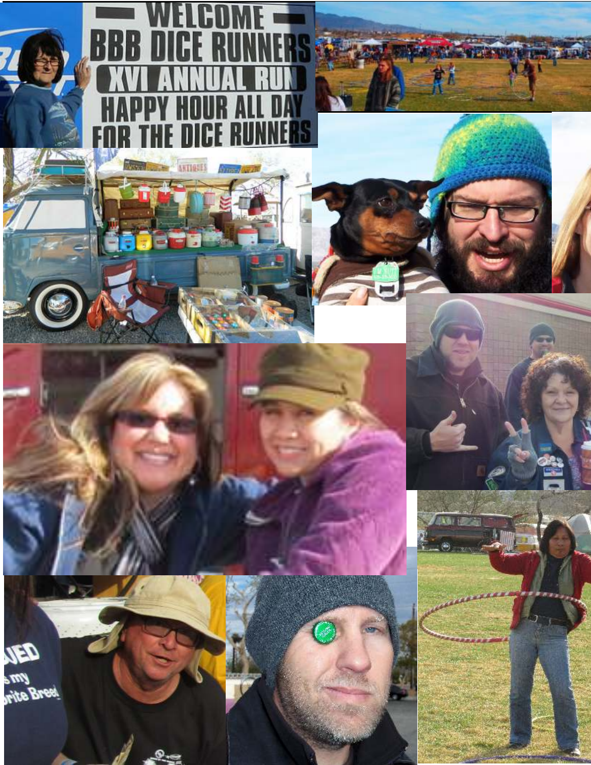WELCOME BBB DICE RUNNERS

XVI ANNUAL RUN

HAPPY HOUR ALL DAY FOR THE DICE RUNNERS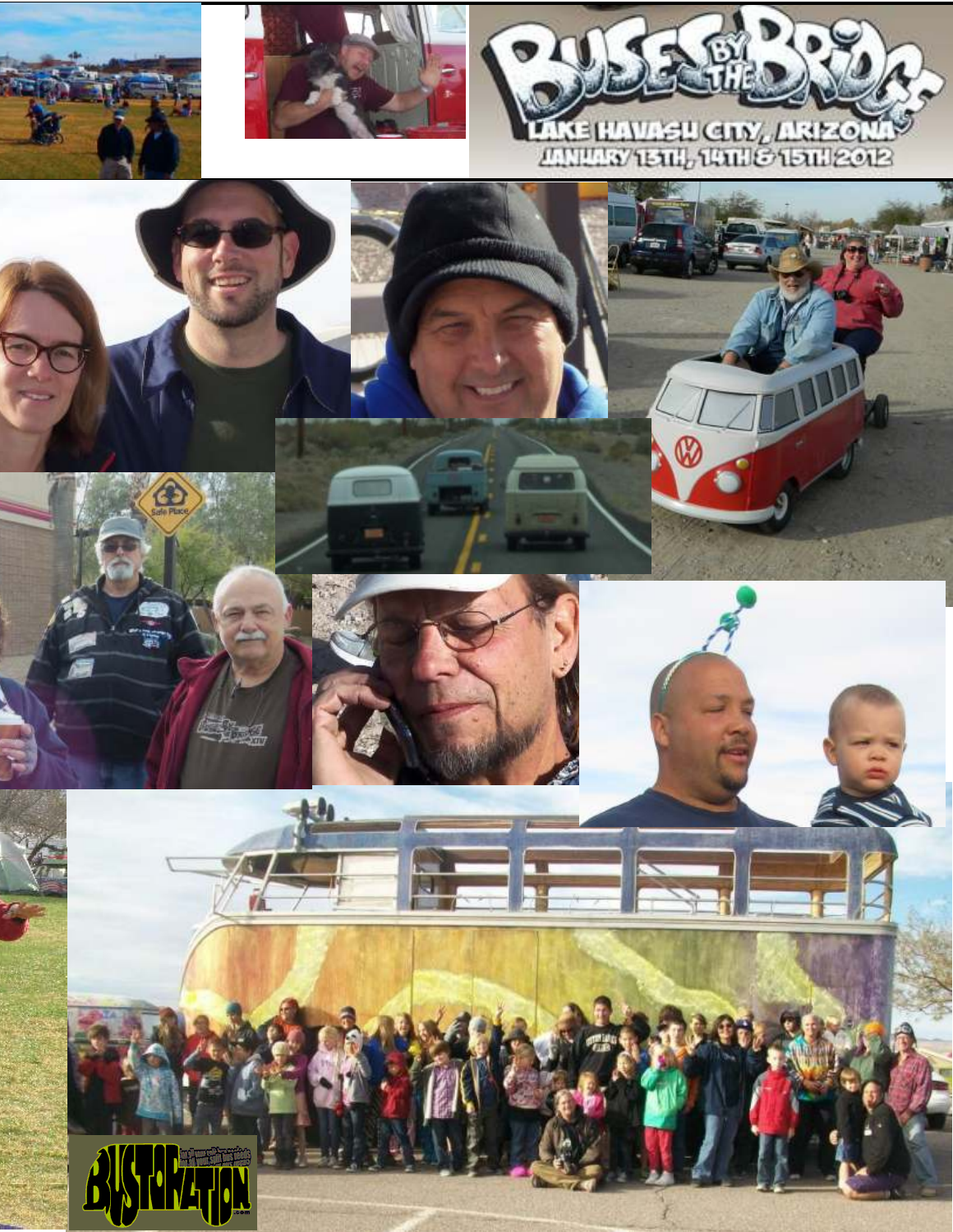BUSES BY THE BRIDGE

LAKE HAVASU CITY, ARIZONA

JANUARY 13TH, 14TH & 15TH 2012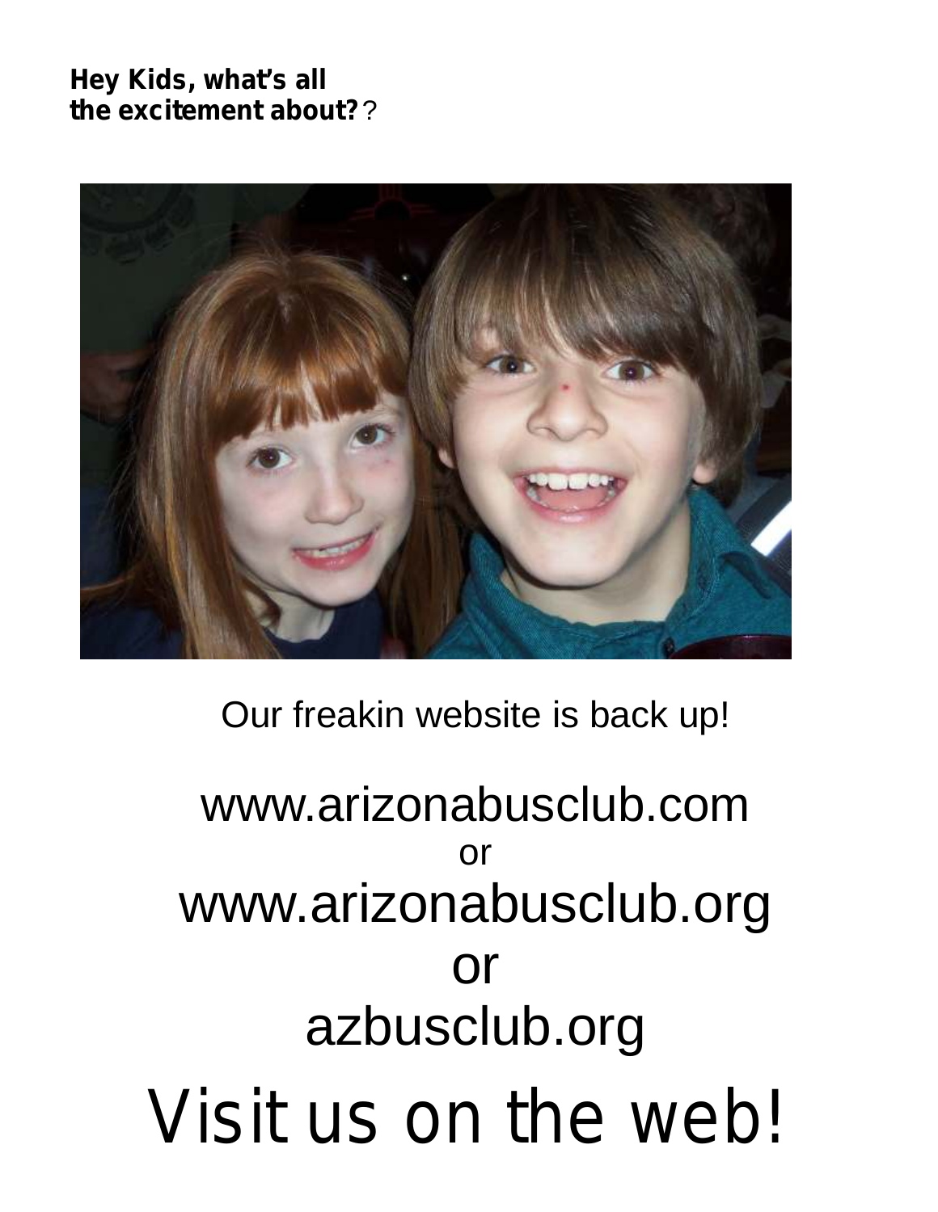**Hey Kids, what's all the excitement about?** ?

Our freakin website is back up!

www.arizonabusclub.com

or

www.arizonabusclub.org

or

azbusclub.org

# Visit us on the web!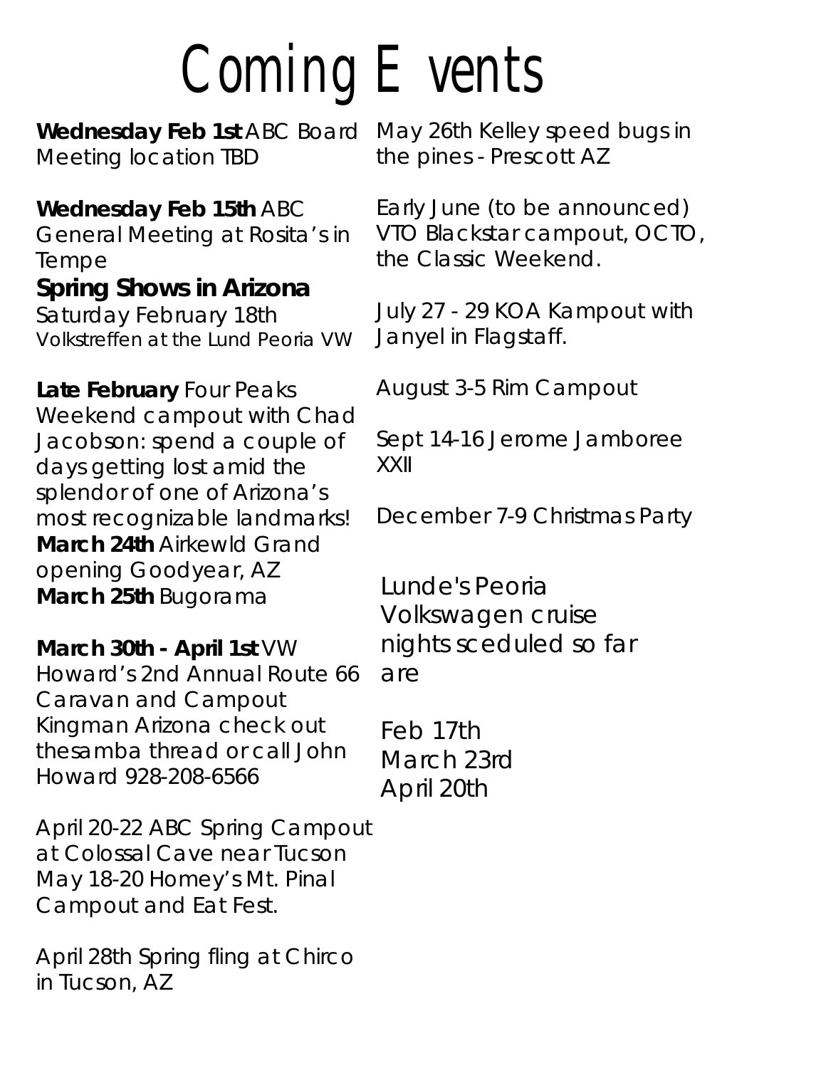# Coming Events

**Wednesday Feb 1st** ABC Board Meeting location TBD

**Wednesday Feb 15th** ABC General Meeting at Rosita's in Tempe

## Spring Shows in Arizona

Saturday February 18th
Volkstreffen at the Lund Peoria VW

**Late February** Four Peaks Weekend campout with Chad Jacobson: spend a couple of days getting lost amid the splendor of one of Arizona's most recognizable landmarks!

**March 24th** Airkewld Grand opening Goodyear, AZ

**March 25th** Bugorama

**March 30th - April 1st** VW Howard's 2nd Annual Route 66 Caravan and Campout Kingman Arizona check out thesamba thread or call John Howard 928-208-6566

April 20-22 ABC Spring Campout at Colossal Cave near Tucson

May 18-20 Homey's Mt. Pinal Campout and Eat Fest.

April 28th Spring fling at Chirco in Tucson, AZ

May 26th Kelley speed bugs in the pines - Prescott AZ

Early June (to be announced) VTO Blackstar campout, OCTO, the Classic Weekend.

July 27 - 29 KOA Kampout with Janyel in Flagstaff.

August 3-5 Rim Campout

Sept 14-16 Jerome Jamboree XXII

December 7-9 Christmas Party

Lunde's Peoria Volkswagen cruise nights sceduled so far are

Feb 17th
March 23rd
April 20th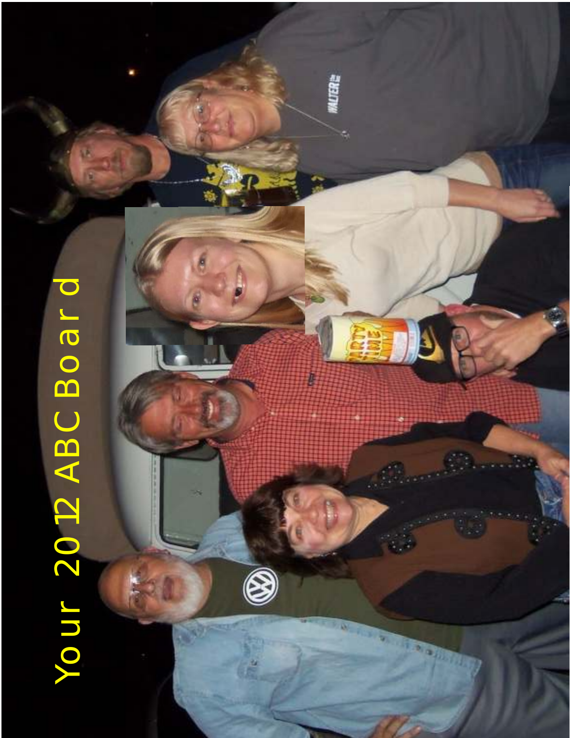Your 2012 ABC Board